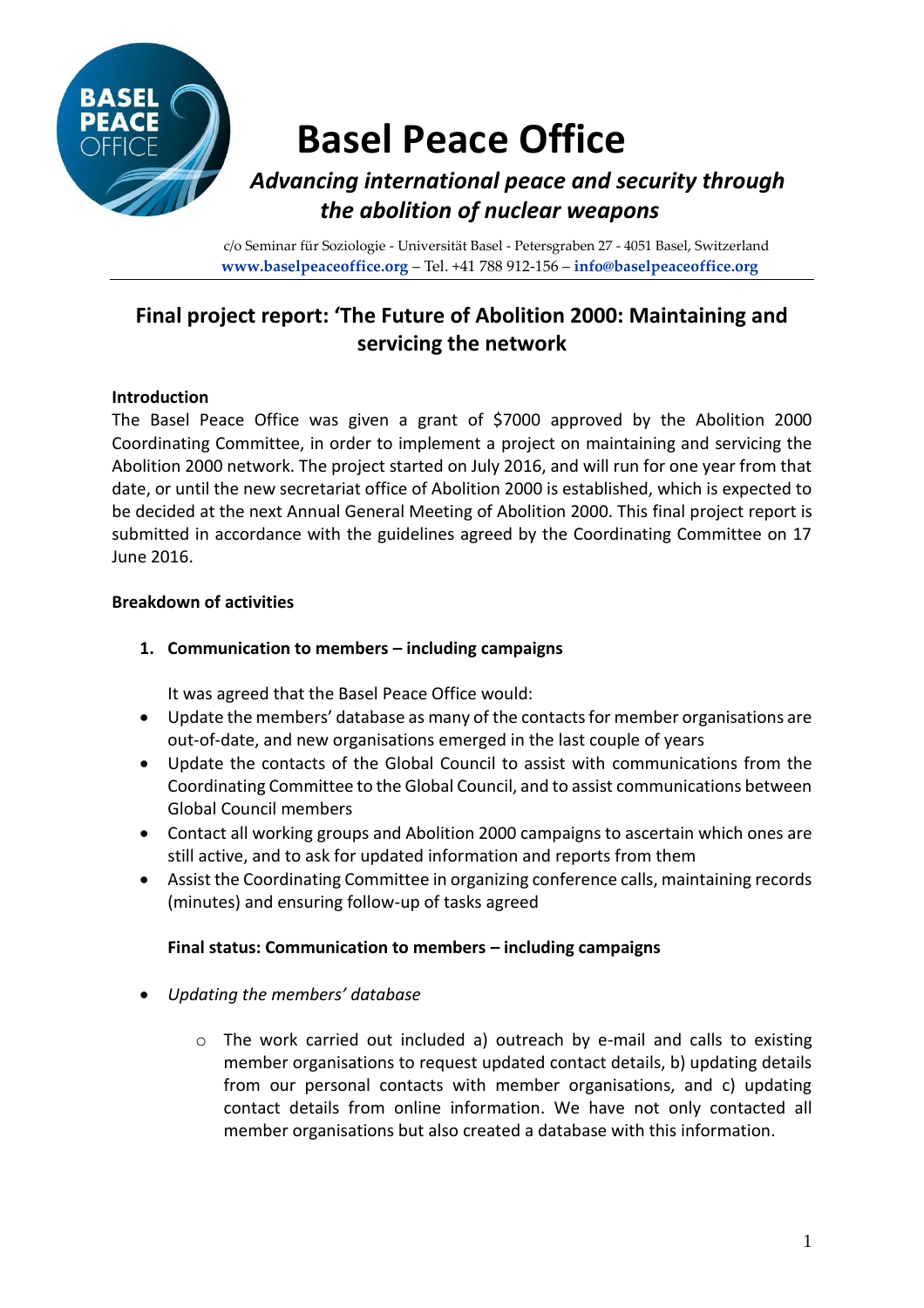# Basel Peace Office

***Advancing international peace and security through the abolition of nuclear weapons***

c/o Seminar für Soziologie - Universität Basel - Petersgraben 27 - 4051 Basel, Switzerland
**www.baselpeaceoffice.org** – Tel. +41 788 912-156 – **info@baselpeaceoffice.org**

---

## Final project report: 'The Future of Abolition 2000: Maintaining and servicing the network

**Introduction**

The Basel Peace Office was given a grant of $7000 approved by the Abolition 2000 Coordinating Committee, in order to implement a project on maintaining and servicing the Abolition 2000 network. The project started on July 2016, and will run for one year from that date, or until the new secretariat office of Abolition 2000 is established, which is expected to be decided at the next Annual General Meeting of Abolition 2000. This final project report is submitted in accordance with the guidelines agreed by the Coordinating Committee on 17 June 2016.

**Breakdown of activities**

1. **Communication to members – including campaigns**

   It was agreed that the Basel Peace Office would:

- Update the members' database as many of the contacts for member organisations are out-of-date, and new organisations emerged in the last couple of years
- Update the contacts of the Global Council to assist with communications from the Coordinating Committee to the Global Council, and to assist communications between Global Council members
- Contact all working groups and Abolition 2000 campaigns to ascertain which ones are still active, and to ask for updated information and reports from them
- Assist the Coordinating Committee in organizing conference calls, maintaining records (minutes) and ensuring follow-up of tasks agreed

**Final status: Communication to members – including campaigns**

- *Updating the members' database*
  - The work carried out included a) outreach by e-mail and calls to existing member organisations to request updated contact details, b) updating details from our personal contacts with member organisations, and c) updating contact details from online information. We have not only contacted all member organisations but also created a database with this information.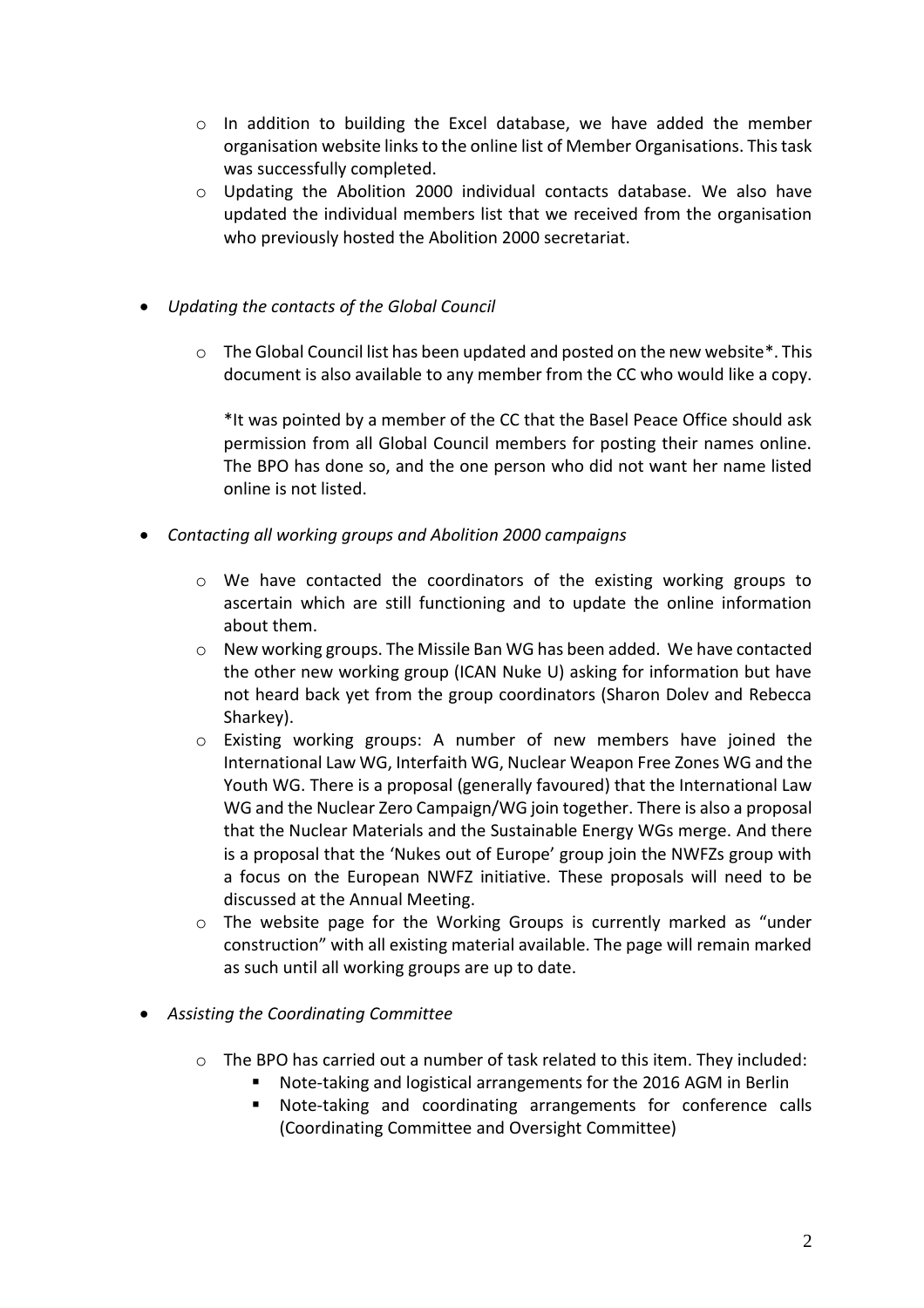- In addition to building the Excel database, we have added the member organisation website links to the online list of Member Organisations. This task was successfully completed.
- Updating the Abolition 2000 individual contacts database. We also have updated the individual members list that we received from the organisation who previously hosted the Abolition 2000 secretariat.

- *Updating the contacts of the Global Council*

  - The Global Council list has been updated and posted on the new website*. This document is also available to any member from the CC who would like a copy.

    *It was pointed by a member of the CC that the Basel Peace Office should ask permission from all Global Council members for posting their names online. The BPO has done so, and the one person who did not want her name listed online is not listed.

- *Contacting all working groups and Abolition 2000 campaigns*

  - We have contacted the coordinators of the existing working groups to ascertain which are still functioning and to update the online information about them.
  - New working groups. The Missile Ban WG has been added. We have contacted the other new working group (ICAN Nuke U) asking for information but have not heard back yet from the group coordinators (Sharon Dolev and Rebecca Sharkey).
  - Existing working groups: A number of new members have joined the International Law WG, Interfaith WG, Nuclear Weapon Free Zones WG and the Youth WG. There is a proposal (generally favoured) that the International Law WG and the Nuclear Zero Campaign/WG join together. There is also a proposal that the Nuclear Materials and the Sustainable Energy WGs merge. And there is a proposal that the 'Nukes out of Europe' group join the NWFZs group with a focus on the European NWFZ initiative. These proposals will need to be discussed at the Annual Meeting.
  - The website page for the Working Groups is currently marked as "under construction" with all existing material available. The page will remain marked as such until all working groups are up to date.

- *Assisting the Coordinating Committee*

  - The BPO has carried out a number of task related to this item. They included:
    - Note-taking and logistical arrangements for the 2016 AGM in Berlin
    - Note-taking and coordinating arrangements for conference calls (Coordinating Committee and Oversight Committee)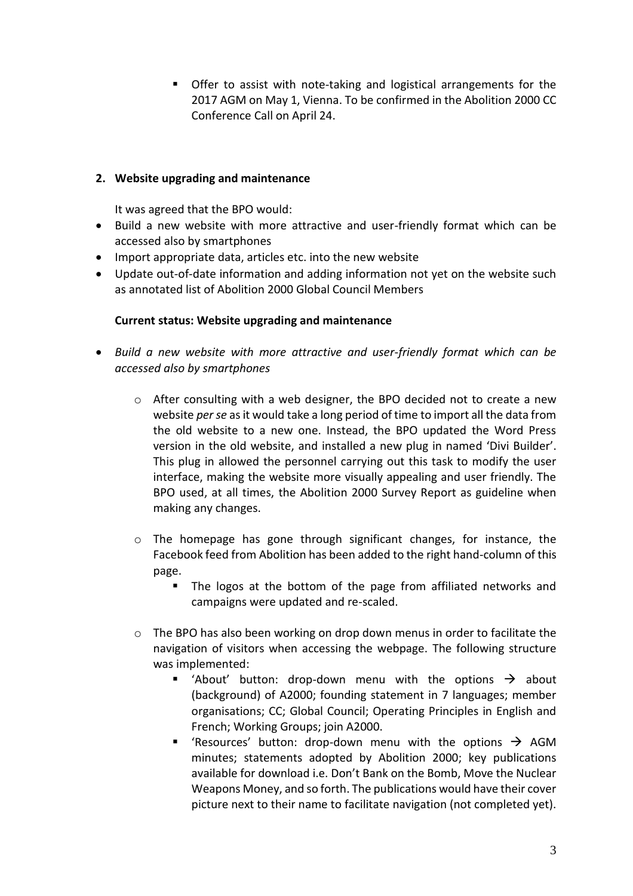- Offer to assist with note-taking and logistical arrangements for the 2017 AGM on May 1, Vienna. To be confirmed in the Abolition 2000 CC Conference Call on April 24.

**2. Website upgrading and maintenance**

It was agreed that the BPO would:

- Build a new website with more attractive and user-friendly format which can be accessed also by smartphones
- Import appropriate data, articles etc. into the new website
- Update out-of-date information and adding information not yet on the website such as annotated list of Abolition 2000 Global Council Members

**Current status: Website upgrading and maintenance**

- *Build a new website with more attractive and user-friendly format which can be accessed also by smartphones*
    - After consulting with a web designer, the BPO decided not to create a new website *per se* as it would take a long period of time to import all the data from the old website to a new one. Instead, the BPO updated the Word Press version in the old website, and installed a new plug in named 'Divi Builder'. This plug in allowed the personnel carrying out this task to modify the user interface, making the website more visually appealing and user friendly. The BPO used, at all times, the Abolition 2000 Survey Report as guideline when making any changes.
    - The homepage has gone through significant changes, for instance, the Facebook feed from Abolition has been added to the right hand-column of this page.
        - The logos at the bottom of the page from affiliated networks and campaigns were updated and re-scaled.
    - The BPO has also been working on drop down menus in order to facilitate the navigation of visitors when accessing the webpage. The following structure was implemented:
        - 'About' button: drop-down menu with the options → about (background) of A2000; founding statement in 7 languages; member organisations; CC; Global Council; Operating Principles in English and French; Working Groups; join A2000.
        - 'Resources' button: drop-down menu with the options → AGM minutes; statements adopted by Abolition 2000; key publications available for download i.e. Don't Bank on the Bomb, Move the Nuclear Weapons Money, and so forth. The publications would have their cover picture next to their name to facilitate navigation (not completed yet).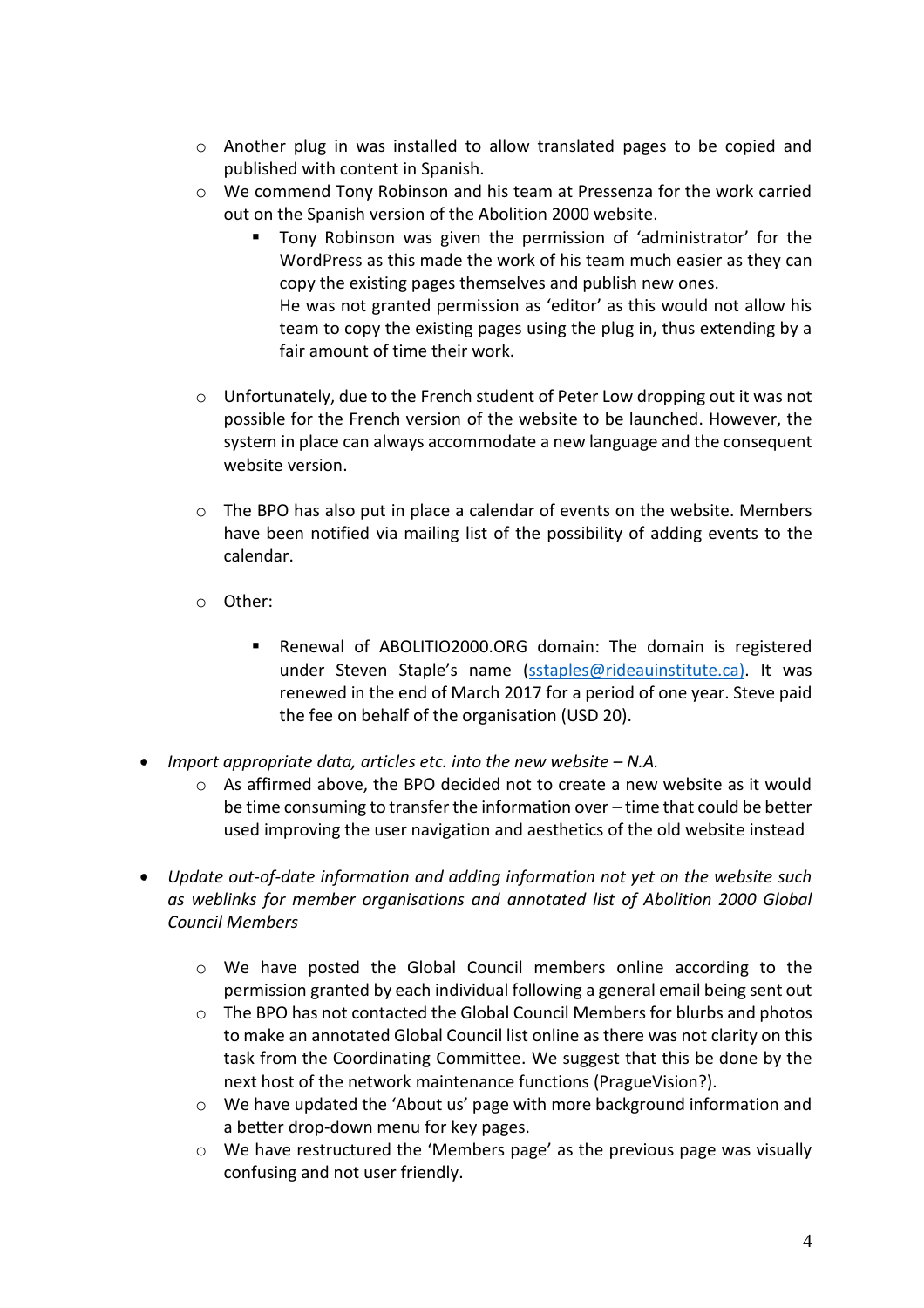- Another plug in was installed to allow translated pages to be copied and published with content in Spanish.
  - We commend Tony Robinson and his team at Pressenza for the work carried out on the Spanish version of the Abolition 2000 website.
    - Tony Robinson was given the permission of 'administrator' for the WordPress as this made the work of his team much easier as they can copy the existing pages themselves and publish new ones.
      He was not granted permission as 'editor' as this would not allow his team to copy the existing pages using the plug in, thus extending by a fair amount of time their work.

  - Unfortunately, due to the French student of Peter Low dropping out it was not possible for the French version of the website to be launched. However, the system in place can always accommodate a new language and the consequent website version.

  - The BPO has also put in place a calendar of events on the website. Members have been notified via mailing list of the possibility of adding events to the calendar.

  - Other:

    - Renewal of ABOLITIO2000.ORG domain: The domain is registered under Steven Staple's name ([sstaples@rideauinstitute.ca)](mailto:sstaples@rideauinstitute.ca). It was renewed in the end of March 2017 for a period of one year. Steve paid the fee on behalf of the organisation (USD 20).

- *Import appropriate data, articles etc. into the new website – N.A.*
  - As affirmed above, the BPO decided not to create a new website as it would be time consuming to transfer the information over – time that could be better used improving the user navigation and aesthetics of the old website instead

- *Update out-of-date information and adding information not yet on the website such as weblinks for member organisations and annotated list of Abolition 2000 Global Council Members*

  - We have posted the Global Council members online according to the permission granted by each individual following a general email being sent out
  - The BPO has not contacted the Global Council Members for blurbs and photos to make an annotated Global Council list online as there was not clarity on this task from the Coordinating Committee. We suggest that this be done by the next host of the network maintenance functions (PragueVision?).
  - We have updated the 'About us' page with more background information and a better drop-down menu for key pages.
  - We have restructured the 'Members page' as the previous page was visually confusing and not user friendly.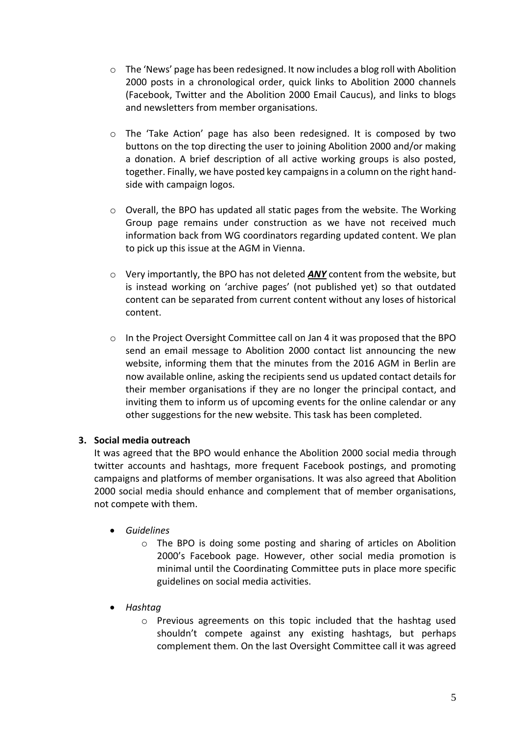- The 'News' page has been redesigned. It now includes a blog roll with Abolition 2000 posts in a chronological order, quick links to Abolition 2000 channels (Facebook, Twitter and the Abolition 2000 Email Caucus), and links to blogs and newsletters from member organisations.

- The 'Take Action' page has also been redesigned. It is composed by two buttons on the top directing the user to joining Abolition 2000 and/or making a donation. A brief description of all active working groups is also posted, together. Finally, we have posted key campaigns in a column on the right hand-side with campaign logos.

- Overall, the BPO has updated all static pages from the website. The Working Group page remains under construction as we have not received much information back from WG coordinators regarding updated content. We plan to pick up this issue at the AGM in Vienna.

- Very importantly, the BPO has not deleted ***ANY*** content from the website, but is instead working on 'archive pages' (not published yet) so that outdated content can be separated from current content without any loses of historical content.

- In the Project Oversight Committee call on Jan 4 it was proposed that the BPO send an email message to Abolition 2000 contact list announcing the new website, informing them that the minutes from the 2016 AGM in Berlin are now available online, asking the recipients send us updated contact details for their member organisations if they are no longer the principal contact, and inviting them to inform us of upcoming events for the online calendar or any other suggestions for the new website. This task has been completed.

**3. Social media outreach**

It was agreed that the BPO would enhance the Abolition 2000 social media through twitter accounts and hashtags, more frequent Facebook postings, and promoting campaigns and platforms of member organisations. It was also agreed that Abolition 2000 social media should enhance and complement that of member organisations, not compete with them.

- *Guidelines*
  - The BPO is doing some posting and sharing of articles on Abolition 2000's Facebook page. However, other social media promotion is minimal until the Coordinating Committee puts in place more specific guidelines on social media activities.

- *Hashtag*
  - Previous agreements on this topic included that the hashtag used shouldn't compete against any existing hashtags, but perhaps complement them. On the last Oversight Committee call it was agreed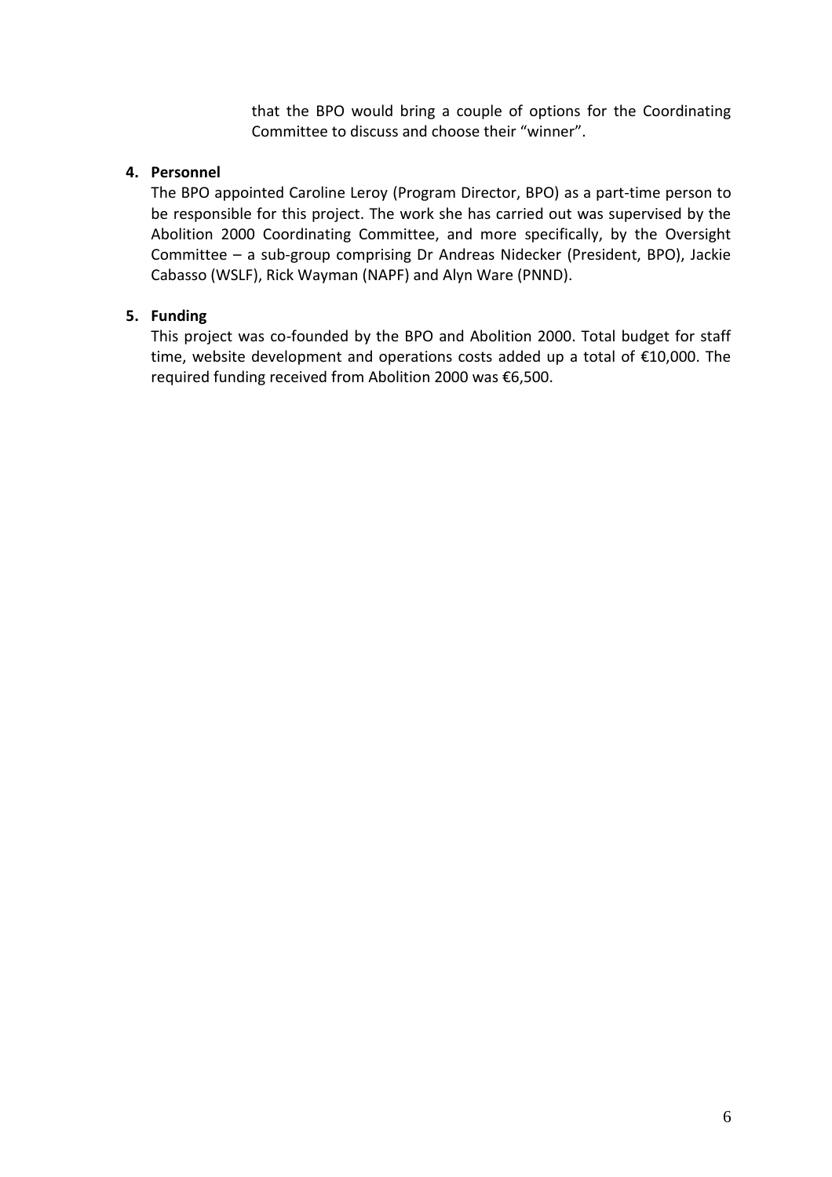that the BPO would bring a couple of options for the Coordinating Committee to discuss and choose their "winner".

4. **Personnel**

   The BPO appointed Caroline Leroy (Program Director, BPO) as a part-time person to be responsible for this project. The work she has carried out was supervised by the Abolition 2000 Coordinating Committee, and more specifically, by the Oversight Committee – a sub-group comprising Dr Andreas Nidecker (President, BPO), Jackie Cabasso (WSLF), Rick Wayman (NAPF) and Alyn Ware (PNND).

5. **Funding**

   This project was co-founded by the BPO and Abolition 2000. Total budget for staff time, website development and operations costs added up a total of €10,000. The required funding received from Abolition 2000 was €6,500.